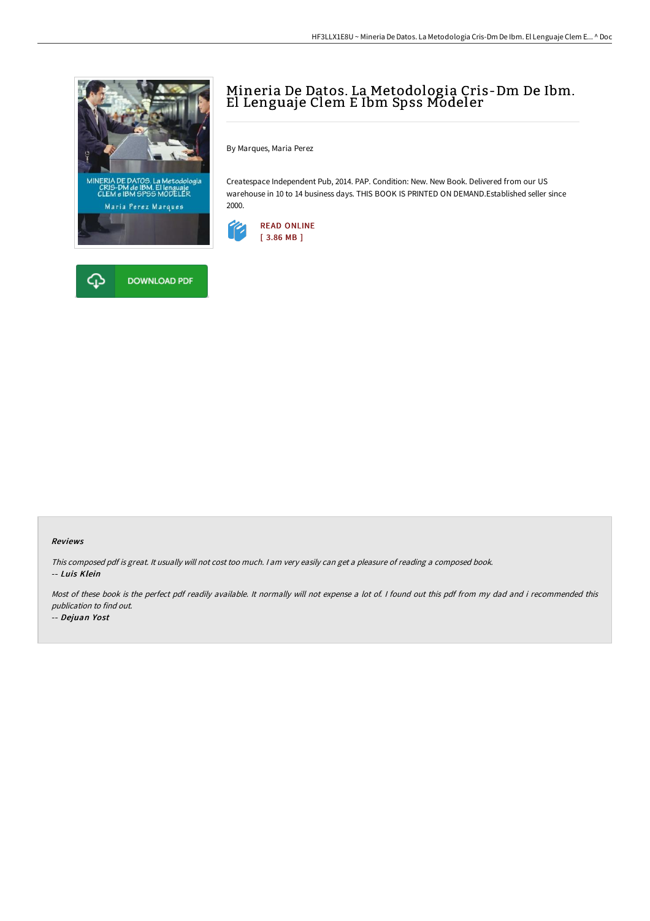# Mineria De Datos. La Metodologia Cris-Dm De Ibm. El Lenguaje Clem E Ibm Spss Modeler

By Marques, Maria Perez

Createspace Independent Pub, 2014. PAP. Condition: New. New Book. Delivered from our US warehouse in 10 to 14 business days. THIS BOOK IS PRINTED ON DEMAND.Established seller since 2000.

READ ONLINE
[ 3.86 MB ]

DOWNLOAD PDF

#### Reviews

*This composed pdf is great. It usually will not cost too much. I am very easily can get a pleasure of reading a composed book.*
*-- Luis Klein*

*Most of these book is the perfect pdf readily available. It normally will not expense a lot of. I found out this pdf from my dad and i recommended this publication to find out.*
*-- Dejuan Yost*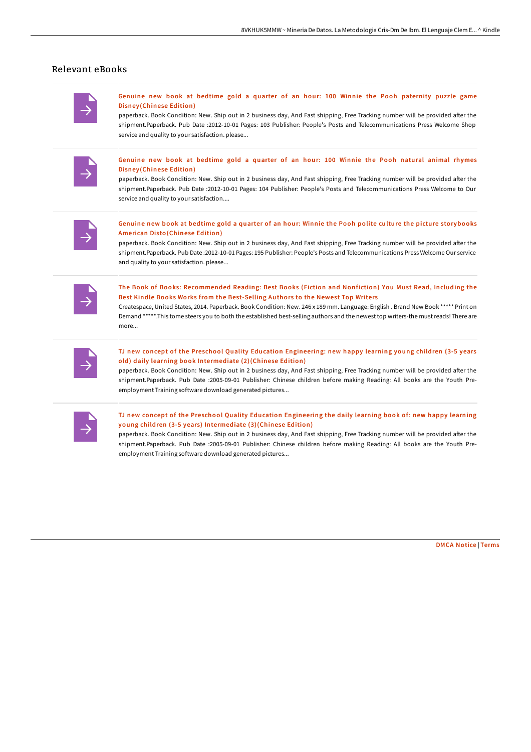## Relevant eBooks

**Genuine new book at bedtime gold a quarter of an hour: 100 Winnie the Pooh paternity puzzle game Disney(Chinese Edition)**

paperback. Book Condition: New. Ship out in 2 business day, And Fast shipping, Free Tracking number will be provided after the shipment.Paperback. Pub Date :2012-10-01 Pages: 103 Publisher: People's Posts and Telecommunications Press Welcome Shop service and quality to your satisfaction. please...

**Genuine new book at bedtime gold a quarter of an hour: 100 Winnie the Pooh natural animal rhymes Disney(Chinese Edition)**

paperback. Book Condition: New. Ship out in 2 business day, And Fast shipping, Free Tracking number will be provided after the shipment.Paperback. Pub Date :2012-10-01 Pages: 104 Publisher: People's Posts and Telecommunications Press Welcome to Our service and quality to your satisfaction....

**Genuine new book at bedtime gold a quarter of an hour: Winnie the Pooh polite culture the picture storybooks American Disto(Chinese Edition)**

paperback. Book Condition: New. Ship out in 2 business day, And Fast shipping, Free Tracking number will be provided after the shipment.Paperback. Pub Date :2012-10-01 Pages: 195 Publisher: People's Posts and Telecommunications Press Welcome Our service and quality to your satisfaction. please...

**The Book of Books: Recommended Reading: Best Books (Fiction and Nonfiction) You Must Read, Including the Best Kindle Books Works from the Best-Selling Authors to the Newest Top Writers**

Createspace, United States, 2014. Paperback. Book Condition: New. 246 x 189 mm. Language: English . Brand New Book ***** Print on Demand *****.This tome steers you to both the established best-selling authors and the newest top writers-the must reads! There are more...

**TJ new concept of the Preschool Quality Education Engineering: new happy learning young children (3-5 years old) daily learning book Intermediate (2)(Chinese Edition)**

paperback. Book Condition: New. Ship out in 2 business day, And Fast shipping, Free Tracking number will be provided after the shipment.Paperback. Pub Date :2005-09-01 Publisher: Chinese children before making Reading: All books are the Youth Pre-employment Training software download generated pictures...

**TJ new concept of the Preschool Quality Education Engineering the daily learning book of: new happy learning young children (3-5 years) Intermediate (3)(Chinese Edition)**

paperback. Book Condition: New. Ship out in 2 business day, And Fast shipping, Free Tracking number will be provided after the shipment.Paperback. Pub Date :2005-09-01 Publisher: Chinese children before making Reading: All books are the Youth Pre-employment Training software download generated pictures...